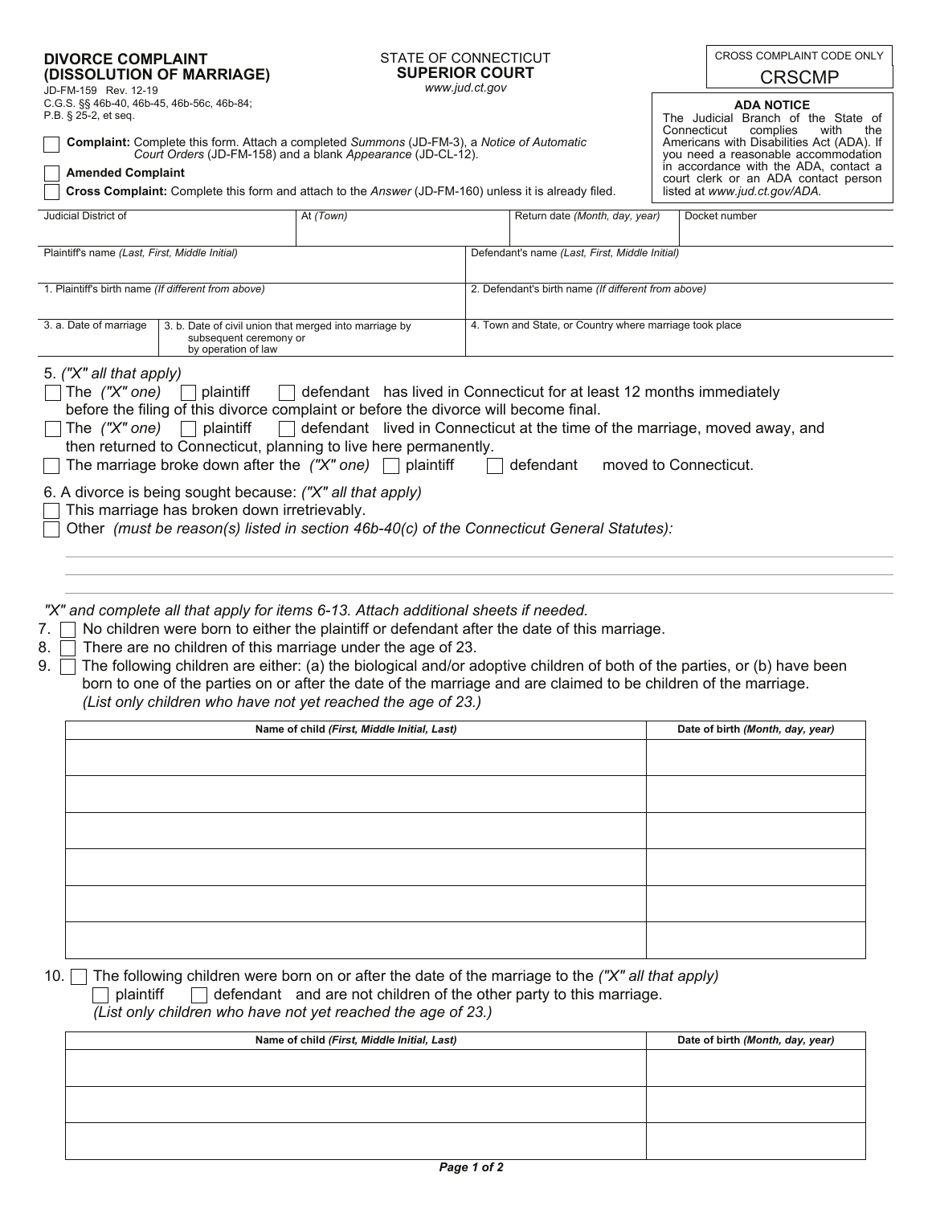**DIVORCE COMPLAINT (DISSOLUTION OF MARRIAGE)**

JD-FM-159 Rev. 12-19
C.G.S. §§ 46b-40, 46b-45, 46b-56c, 46b-84;
P.B. § 25-2, et seq.

STATE OF CONNECTICUT
**SUPERIOR COURT**
www.jud.ct.gov

CROSS COMPLAINT CODE ONLY
CRSCMP

**ADA NOTICE**
The Judicial Branch of the State of Connecticut complies with the Americans with Disabilities Act (ADA). If you need a reasonable accommodation in accordance with the ADA, contact a court clerk or an ADA contact person listed at *www.jud.ct.gov/ADA.*

☐ **Complaint:** Complete this form. Attach a completed *Summons* (JD-FM-3), a *Notice of Automatic Court Orders* (JD-FM-158) and a blank *Appearance* (JD-CL-12).

☐ **Amended Complaint**

☐ **Cross Complaint:** Complete this form and attach to the *Answer* (JD-FM-160) unless it is already filed.

| Judicial District of | At *(Town)* | Return date *(Month, day, year)* | Docket number |
|---|---|---|---|
| | | | |

| Plaintiff's name *(Last, First, Middle Initial)* | Defendant's name *(Last, First, Middle Initial)* |
|---|---|
| | |
| 1. Plaintiff's birth name *(If different from above)* | 2. Defendant's birth name *(If different from above)* |
| | |

| 3. a. Date of marriage | 3. b. Date of civil union that merged into marriage by subsequent ceremony or by operation of law | 4. Town and State, or Country where marriage took place |
|---|---|---|
| | | |

5. *("X" all that apply)*

☐ The *("X" one)* ☐ plaintiff ☐ defendant has lived in Connecticut for at least 12 months immediately before the filing of this divorce complaint or before the divorce will become final.

☐ The *("X" one)* ☐ plaintiff ☐ defendant lived in Connecticut at the time of the marriage, moved away, and then returned to Connecticut, planning to live here permanently.

☐ The marriage broke down after the *("X" one)* ☐ plaintiff ☐ defendant moved to Connecticut.

6. A divorce is being sought because: *("X" all that apply)*

☐ This marriage has broken down irretrievably.

☐ Other *(must be reason(s) listed in section 46b-40(c) of the Connecticut General Statutes):*

*"X" and complete all that apply for items 6-13. Attach additional sheets if needed.*

7. ☐ No children were born to either the plaintiff or defendant after the date of this marriage.

8. ☐ There are no children of this marriage under the age of 23.

9. ☐ The following children are either: (a) the biological and/or adoptive children of both of the parties, or (b) have been born to one of the parties on or after the date of the marriage and are claimed to be children of the marriage. *(List only children who have not yet reached the age of 23.)*

| Name of child *(First, Middle Initial, Last)* | Date of birth *(Month, day, year)* |
|---|---|
| | |
| | |
| | |
| | |
| | |
| | |

10. ☐ The following children were born on or after the date of the marriage to the *("X" all that apply)* ☐ plaintiff ☐ defendant and are not children of the other party to this marriage. *(List only children who have not yet reached the age of 23.)*

| Name of child *(First, Middle Initial, Last)* | Date of birth *(Month, day, year)* |
|---|---|
| | |
| | |
| | |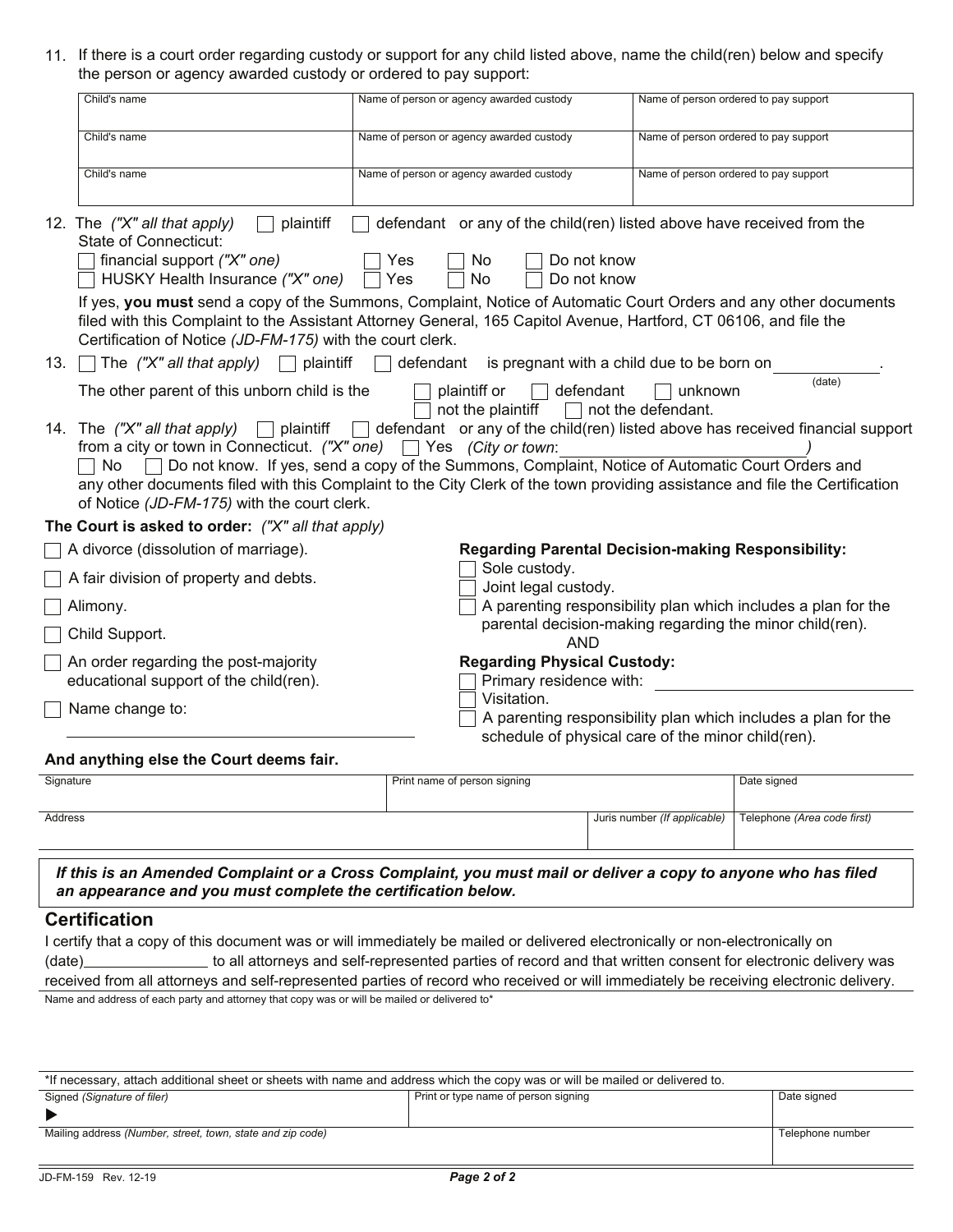11. If there is a court order regarding custody or support for any child listed above, name the child(ren) below and specify the person or agency awarded custody or ordered to pay support:

| Child's name | Name of person or agency awarded custody | Name of person ordered to pay support |
|---|---|---|
| | | |
| | | |
| | | |

12. The *("X" all that apply)* ☐ plaintiff ☐ defendant or any of the child(ren) listed above have received from the State of Connecticut:
    ☐ financial support *("X" one)* ☐ Yes ☐ No ☐ Do not know
    ☐ HUSKY Health Insurance *("X" one)* ☐ Yes ☐ No ☐ Do not know

    If yes, **you must** send a copy of the Summons, Complaint, Notice of Automatic Court Orders and any other documents filed with this Complaint to the Assistant Attorney General, 165 Capitol Avenue, Hartford, CT 06106, and file the Certification of Notice *(JD-FM-175)* with the court clerk.

13. ☐ The *("X" all that apply)* ☐ plaintiff ☐ defendant is pregnant with a child due to be born on ____________ (date).

    The other parent of this unborn child is the ☐ plaintiff or ☐ defendant ☐ unknown ☐ not the plaintiff ☐ not the defendant.

14. The *("X" all that apply)* ☐ plaintiff ☐ defendant or any of the child(ren) listed above has received financial support from a city or town in Connecticut. *("X" one)* ☐ Yes *(City or town:* ____________________ *)* ☐ No ☐ Do not know. If yes, send a copy of the Summons, Complaint, Notice of Automatic Court Orders and any other documents filed with this Complaint to the City Clerk of the town providing assistance and file the Certification of Notice *(JD-FM-175)* with the court clerk.

**The Court is asked to order:** *("X" all that apply)*

☐ A divorce (dissolution of marriage).

☐ A fair division of property and debts.

☐ Alimony.

☐ Child Support.

☐ An order regarding the post-majority educational support of the child(ren).

☐ Name change to: ____________________

**Regarding Parental Decision-making Responsibility:**

☐ Sole custody.

☐ Joint legal custody.

☐ A parenting responsibility plan which includes a plan for the parental decision-making regarding the minor child(ren).

AND

**Regarding Physical Custody:**

☐ Primary residence with: ____________________

☐ Visitation.

☐ A parenting responsibility plan which includes a plan for the schedule of physical care of the minor child(ren).

**And anything else the Court deems fair.**

| Signature | Print name of person signing | | Date signed |
|---|---|---|---|
| **Address** | | **Juris number** *(If applicable)* | **Telephone** *(Area code first)* |
| | | | |

***If this is an Amended Complaint or a Cross Complaint, you must mail or deliver a copy to anyone who has filed an appearance and you must complete the certification below.***

## Certification

I certify that a copy of this document was or will immediately be mailed or delivered electronically or non-electronically on (date)______________ to all attorneys and self-represented parties of record and that written consent for electronic delivery was received from all attorneys and self-represented parties of record who received or will immediately be receiving electronic delivery.

Name and address of each party and attorney that copy was or will be mailed or delivered to*

*If necessary, attach additional sheet or sheets with name and address which the copy was or will be mailed or delivered to.

| Signed *(Signature of filer)* | Print or type name of person signing | Date signed |
|---|---|---|
| ▶ | | |
| **Mailing address** *(Number, street, town, state and zip code)* | | **Telephone number** |
| | | |

JD-FM-159 Rev. 12-19